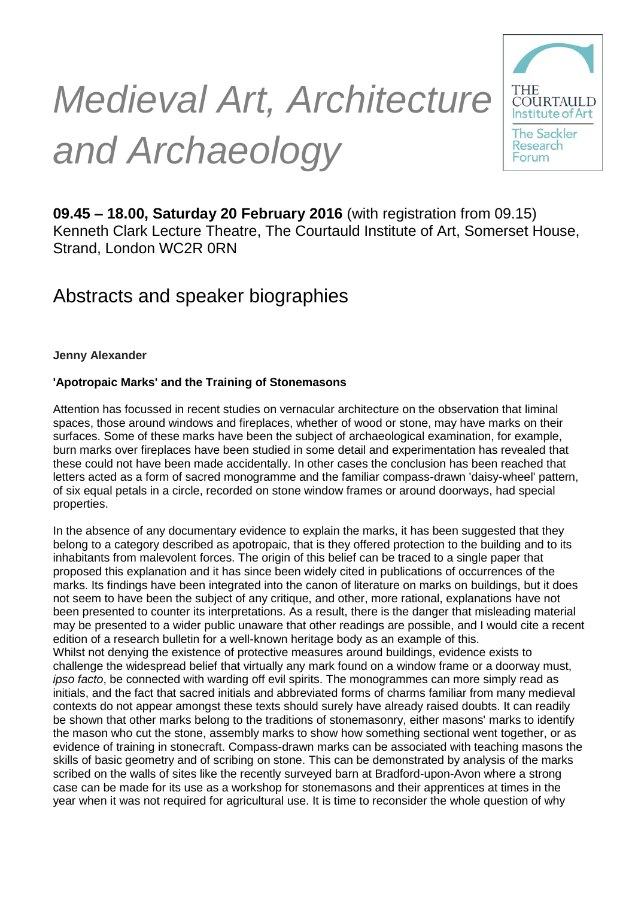# *Medieval Art, Architecture and Archaeology*

THE COURTAULD Institute of Art
The Sackler Research Forum

**09.45 – 18.00, Saturday 20 February 2016** (with registration from 09.15)
Kenneth Clark Lecture Theatre, The Courtauld Institute of Art, Somerset House, Strand, London WC2R 0RN

## Abstracts and speaker biographies

**Jenny Alexander**

**'Apotropaic Marks' and the Training of Stonemasons**

Attention has focussed in recent studies on vernacular architecture on the observation that liminal spaces, those around windows and fireplaces, whether of wood or stone, may have marks on their surfaces. Some of these marks have been the subject of archaeological examination, for example, burn marks over fireplaces have been studied in some detail and experimentation has revealed that these could not have been made accidentally. In other cases the conclusion has been reached that letters acted as a form of sacred monogramme and the familiar compass-drawn 'daisy-wheel' pattern, of six equal petals in a circle, recorded on stone window frames or around doorways, had special properties.

In the absence of any documentary evidence to explain the marks, it has been suggested that they belong to a category described as apotropaic, that is they offered protection to the building and to its inhabitants from malevolent forces. The origin of this belief can be traced to a single paper that proposed this explanation and it has since been widely cited in publications of occurrences of the marks. Its findings have been integrated into the canon of literature on marks on buildings, but it does not seem to have been the subject of any critique, and other, more rational, explanations have not been presented to counter its interpretations. As a result, there is the danger that misleading material may be presented to a wider public unaware that other readings are possible, and I would cite a recent edition of a research bulletin for a well-known heritage body as an example of this.
Whilst not denying the existence of protective measures around buildings, evidence exists to challenge the widespread belief that virtually any mark found on a window frame or a doorway must, *ipso facto*, be connected with warding off evil spirits. The monogrammes can more simply read as initials, and the fact that sacred initials and abbreviated forms of charms familiar from many medieval contexts do not appear amongst these texts should surely have already raised doubts. It can readily be shown that other marks belong to the traditions of stonemasonry, either masons' marks to identify the mason who cut the stone, assembly marks to show how something sectional went together, or as evidence of training in stonecraft. Compass-drawn marks can be associated with teaching masons the skills of basic geometry and of scribing on stone. This can be demonstrated by analysis of the marks scribed on the walls of sites like the recently surveyed barn at Bradford-upon-Avon where a strong case can be made for its use as a workshop for stonemasons and their apprentices at times in the year when it was not required for agricultural use. It is time to reconsider the whole question of why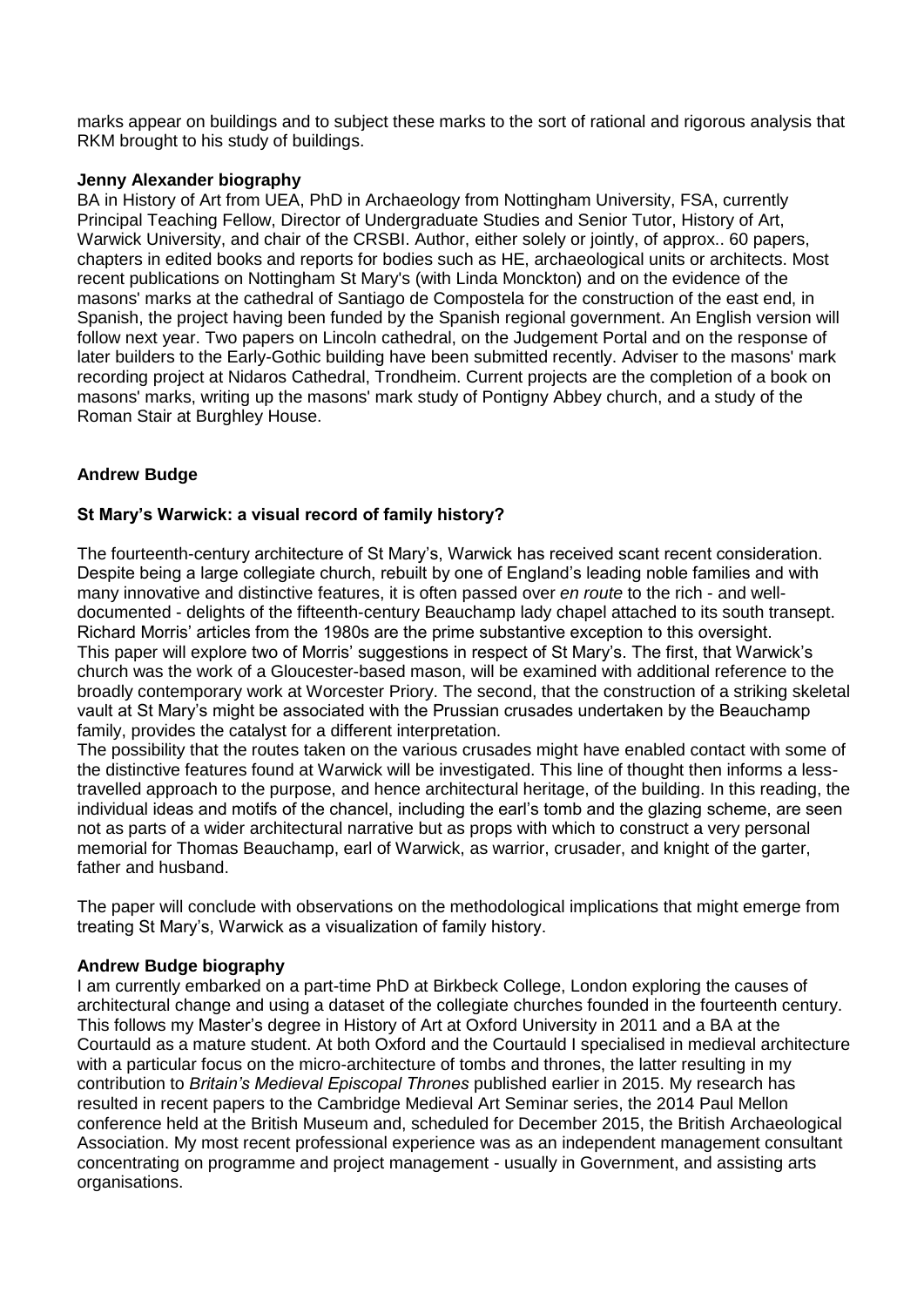marks appear on buildings and to subject these marks to the sort of rational and rigorous analysis that RKM brought to his study of buildings.

**Jenny Alexander biography**

BA in History of Art from UEA, PhD in Archaeology from Nottingham University, FSA, currently Principal Teaching Fellow, Director of Undergraduate Studies and Senior Tutor, History of Art, Warwick University, and chair of the CRSBI. Author, either solely or jointly, of approx.. 60 papers, chapters in edited books and reports for bodies such as HE, archaeological units or architects. Most recent publications on Nottingham St Mary's (with Linda Monckton) and on the evidence of the masons' marks at the cathedral of Santiago de Compostela for the construction of the east end, in Spanish, the project having been funded by the Spanish regional government. An English version will follow next year. Two papers on Lincoln cathedral, on the Judgement Portal and on the response of later builders to the Early-Gothic building have been submitted recently. Adviser to the masons' mark recording project at Nidaros Cathedral, Trondheim. Current projects are the completion of a book on masons' marks, writing up the masons' mark study of Pontigny Abbey church, and a study of the Roman Stair at Burghley House.

**Andrew Budge**

**St Mary's Warwick: a visual record of family history?**

The fourteenth-century architecture of St Mary's, Warwick has received scant recent consideration. Despite being a large collegiate church, rebuilt by one of England's leading noble families and with many innovative and distinctive features, it is often passed over *en route* to the rich - and well-documented - delights of the fifteenth-century Beauchamp lady chapel attached to its south transept. Richard Morris' articles from the 1980s are the prime substantive exception to this oversight.
This paper will explore two of Morris' suggestions in respect of St Mary's. The first, that Warwick's church was the work of a Gloucester-based mason, will be examined with additional reference to the broadly contemporary work at Worcester Priory. The second, that the construction of a striking skeletal vault at St Mary's might be associated with the Prussian crusades undertaken by the Beauchamp family, provides the catalyst for a different interpretation.
The possibility that the routes taken on the various crusades might have enabled contact with some of the distinctive features found at Warwick will be investigated. This line of thought then informs a less-travelled approach to the purpose, and hence architectural heritage, of the building. In this reading, the individual ideas and motifs of the chancel, including the earl's tomb and the glazing scheme, are seen not as parts of a wider architectural narrative but as props with which to construct a very personal memorial for Thomas Beauchamp, earl of Warwick, as warrior, crusader, and knight of the garter, father and husband.

The paper will conclude with observations on the methodological implications that might emerge from treating St Mary's, Warwick as a visualization of family history.

**Andrew Budge biography**

I am currently embarked on a part-time PhD at Birkbeck College, London exploring the causes of architectural change and using a dataset of the collegiate churches founded in the fourteenth century. This follows my Master's degree in History of Art at Oxford University in 2011 and a BA at the Courtauld as a mature student. At both Oxford and the Courtauld I specialised in medieval architecture with a particular focus on the micro-architecture of tombs and thrones, the latter resulting in my contribution to *Britain's Medieval Episcopal Thrones* published earlier in 2015. My research has resulted in recent papers to the Cambridge Medieval Art Seminar series, the 2014 Paul Mellon conference held at the British Museum and, scheduled for December 2015, the British Archaeological Association. My most recent professional experience was as an independent management consultant concentrating on programme and project management - usually in Government, and assisting arts organisations.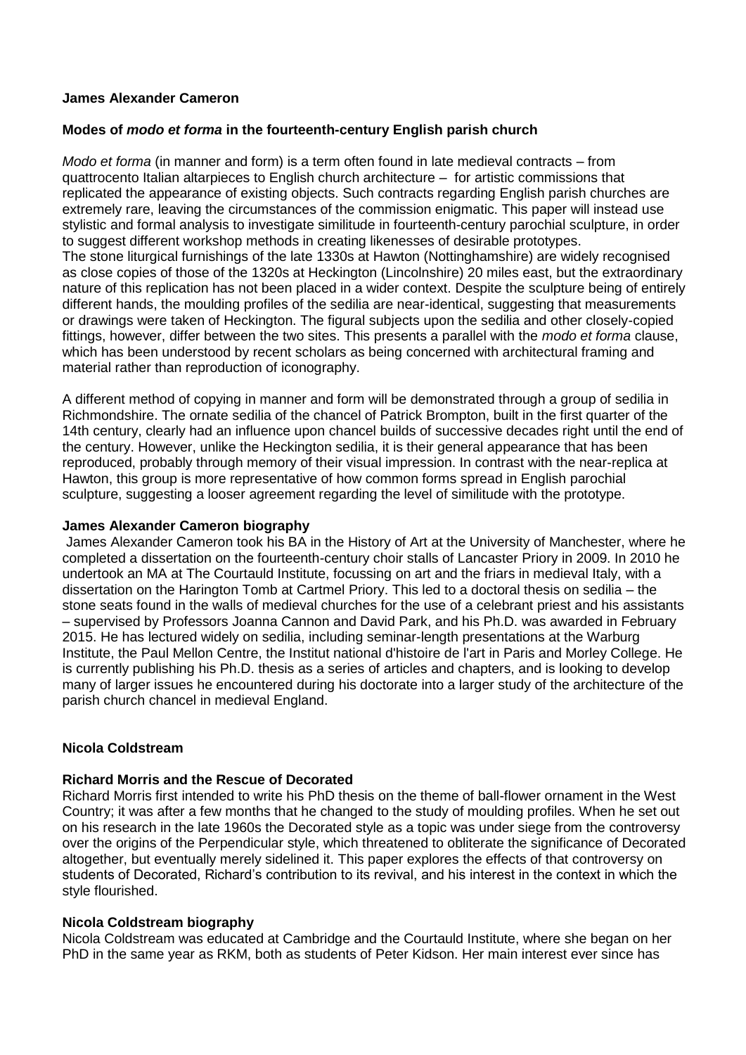**James Alexander Cameron**

**Modes of *modo et forma* in the fourteenth-century English parish church**

*Modo et forma* (in manner and form) is a term often found in late medieval contracts – from quattrocento Italian altarpieces to English church architecture – for artistic commissions that replicated the appearance of existing objects. Such contracts regarding English parish churches are extremely rare, leaving the circumstances of the commission enigmatic. This paper will instead use stylistic and formal analysis to investigate similitude in fourteenth-century parochial sculpture, in order to suggest different workshop methods in creating likenesses of desirable prototypes.
The stone liturgical furnishings of the late 1330s at Hawton (Nottinghamshire) are widely recognised as close copies of those of the 1320s at Heckington (Lincolnshire) 20 miles east, but the extraordinary nature of this replication has not been placed in a wider context. Despite the sculpture being of entirely different hands, the moulding profiles of the sedilia are near-identical, suggesting that measurements or drawings were taken of Heckington. The figural subjects upon the sedilia and other closely-copied fittings, however, differ between the two sites. This presents a parallel with the *modo et forma* clause, which has been understood by recent scholars as being concerned with architectural framing and material rather than reproduction of iconography.

A different method of copying in manner and form will be demonstrated through a group of sedilia in Richmondshire. The ornate sedilia of the chancel of Patrick Brompton, built in the first quarter of the 14th century, clearly had an influence upon chancel builds of successive decades right until the end of the century. However, unlike the Heckington sedilia, it is their general appearance that has been reproduced, probably through memory of their visual impression. In contrast with the near-replica at Hawton, this group is more representative of how common forms spread in English parochial sculpture, suggesting a looser agreement regarding the level of similitude with the prototype.

**James Alexander Cameron biography**

James Alexander Cameron took his BA in the History of Art at the University of Manchester, where he completed a dissertation on the fourteenth-century choir stalls of Lancaster Priory in 2009. In 2010 he undertook an MA at The Courtauld Institute, focussing on art and the friars in medieval Italy, with a dissertation on the Harington Tomb at Cartmel Priory. This led to a doctoral thesis on sedilia – the stone seats found in the walls of medieval churches for the use of a celebrant priest and his assistants – supervised by Professors Joanna Cannon and David Park, and his Ph.D. was awarded in February 2015. He has lectured widely on sedilia, including seminar-length presentations at the Warburg Institute, the Paul Mellon Centre, the Institut national d'histoire de l'art in Paris and Morley College. He is currently publishing his Ph.D. thesis as a series of articles and chapters, and is looking to develop many of larger issues he encountered during his doctorate into a larger study of the architecture of the parish church chancel in medieval England.

**Nicola Coldstream**

**Richard Morris and the Rescue of Decorated**

Richard Morris first intended to write his PhD thesis on the theme of ball-flower ornament in the West Country; it was after a few months that he changed to the study of moulding profiles. When he set out on his research in the late 1960s the Decorated style as a topic was under siege from the controversy over the origins of the Perpendicular style, which threatened to obliterate the significance of Decorated altogether, but eventually merely sidelined it. This paper explores the effects of that controversy on students of Decorated, Richard's contribution to its revival, and his interest in the context in which the style flourished.

**Nicola Coldstream biography**

Nicola Coldstream was educated at Cambridge and the Courtauld Institute, where she began on her PhD in the same year as RKM, both as students of Peter Kidson. Her main interest ever since has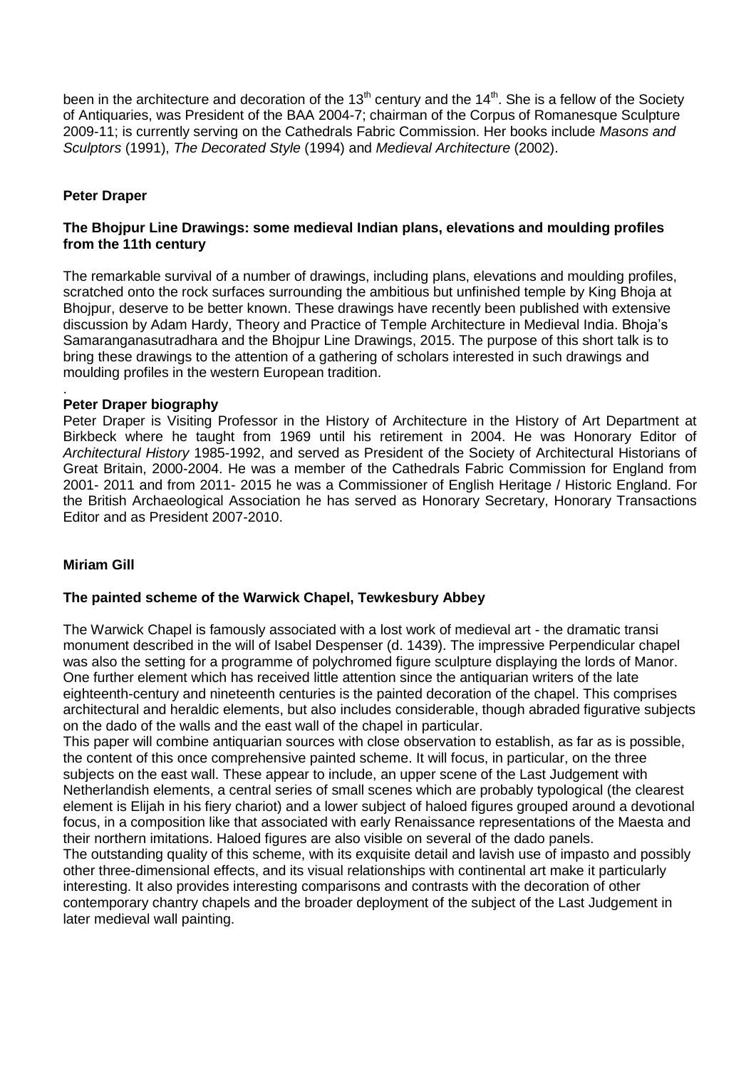been in the architecture and decoration of the 13th century and the 14th. She is a fellow of the Society of Antiquaries, was President of the BAA 2004-7; chairman of the Corpus of Romanesque Sculpture 2009-11; is currently serving on the Cathedrals Fabric Commission. Her books include *Masons and Sculptors* (1991), *The Decorated Style* (1994) and *Medieval Architecture* (2002).

**Peter Draper**

**The Bhojpur Line Drawings: some medieval Indian plans, elevations and moulding profiles from the 11th century**

The remarkable survival of a number of drawings, including plans, elevations and moulding profiles, scratched onto the rock surfaces surrounding the ambitious but unfinished temple by King Bhoja at Bhojpur, deserve to be better known. These drawings have recently been published with extensive discussion by Adam Hardy, Theory and Practice of Temple Architecture in Medieval India. Bhoja's Samaranganasutradhara and the Bhojpur Line Drawings, 2015. The purpose of this short talk is to bring these drawings to the attention of a gathering of scholars interested in such drawings and moulding profiles in the western European tradition.

.

**Peter Draper biography**

Peter Draper is Visiting Professor in the History of Architecture in the History of Art Department at Birkbeck where he taught from 1969 until his retirement in 2004. He was Honorary Editor of *Architectural History* 1985-1992, and served as President of the Society of Architectural Historians of Great Britain, 2000-2004. He was a member of the Cathedrals Fabric Commission for England from 2001- 2011 and from 2011- 2015 he was a Commissioner of English Heritage / Historic England. For the British Archaeological Association he has served as Honorary Secretary, Honorary Transactions Editor and as President 2007-2010.

**Miriam Gill**

**The painted scheme of the Warwick Chapel, Tewkesbury Abbey**

The Warwick Chapel is famously associated with a lost work of medieval art - the dramatic transi monument described in the will of Isabel Despenser (d. 1439). The impressive Perpendicular chapel was also the setting for a programme of polychromed figure sculpture displaying the lords of Manor. One further element which has received little attention since the antiquarian writers of the late eighteenth-century and nineteenth centuries is the painted decoration of the chapel. This comprises architectural and heraldic elements, but also includes considerable, though abraded figurative subjects on the dado of the walls and the east wall of the chapel in particular.

This paper will combine antiquarian sources with close observation to establish, as far as is possible, the content of this once comprehensive painted scheme. It will focus, in particular, on the three subjects on the east wall. These appear to include, an upper scene of the Last Judgement with Netherlandish elements, a central series of small scenes which are probably typological (the clearest element is Elijah in his fiery chariot) and a lower subject of haloed figures grouped around a devotional focus, in a composition like that associated with early Renaissance representations of the Maesta and their northern imitations. Haloed figures are also visible on several of the dado panels.

The outstanding quality of this scheme, with its exquisite detail and lavish use of impasto and possibly other three-dimensional effects, and its visual relationships with continental art make it particularly interesting. It also provides interesting comparisons and contrasts with the decoration of other contemporary chantry chapels and the broader deployment of the subject of the Last Judgement in later medieval wall painting.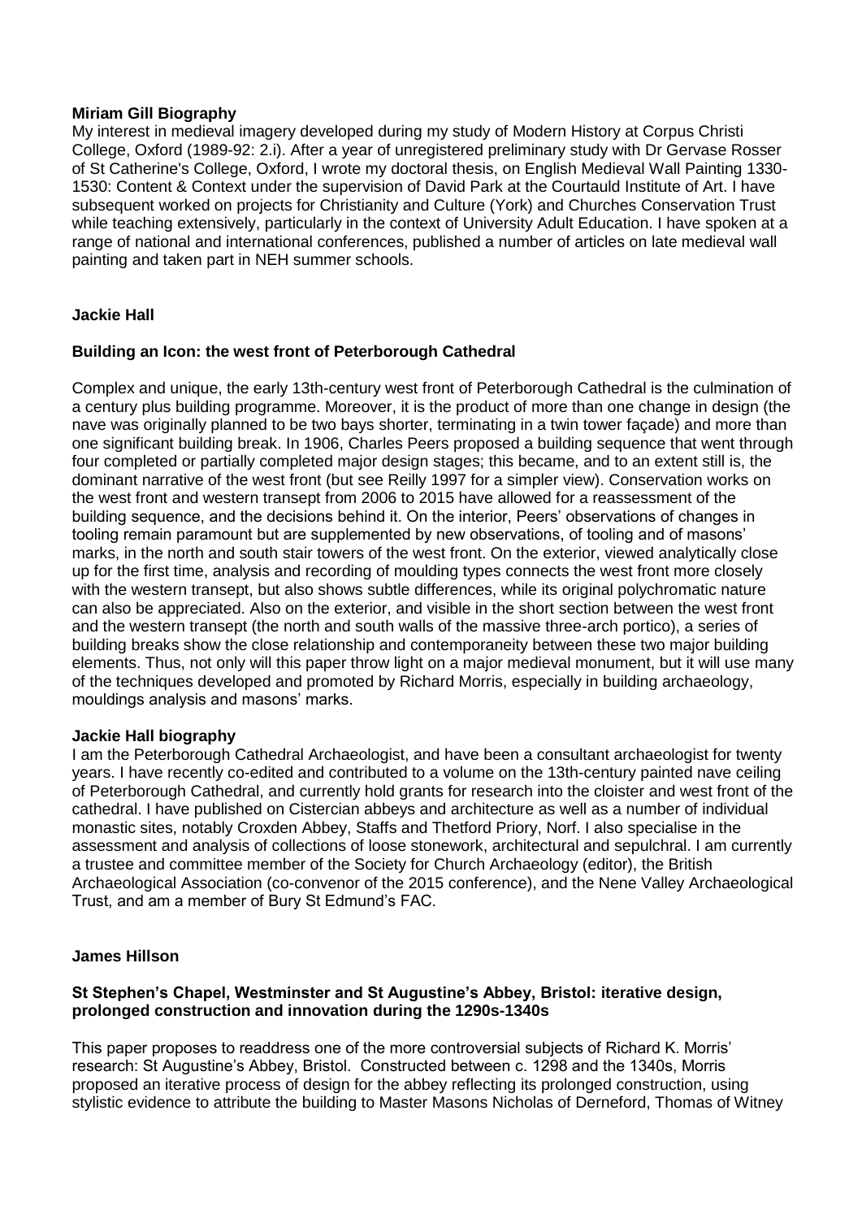**Miriam Gill Biography**

My interest in medieval imagery developed during my study of Modern History at Corpus Christi College, Oxford (1989-92: 2.i). After a year of unregistered preliminary study with Dr Gervase Rosser of St Catherine's College, Oxford, I wrote my doctoral thesis, on English Medieval Wall Painting 1330-1530: Content & Context under the supervision of David Park at the Courtauld Institute of Art. I have subsequent worked on projects for Christianity and Culture (York) and Churches Conservation Trust while teaching extensively, particularly in the context of University Adult Education. I have spoken at a range of national and international conferences, published a number of articles on late medieval wall painting and taken part in NEH summer schools.

## Jackie Hall

### Building an Icon: the west front of Peterborough Cathedral

Complex and unique, the early 13th-century west front of Peterborough Cathedral is the culmination of a century plus building programme. Moreover, it is the product of more than one change in design (the nave was originally planned to be two bays shorter, terminating in a twin tower façade) and more than one significant building break. In 1906, Charles Peers proposed a building sequence that went through four completed or partially completed major design stages; this became, and to an extent still is, the dominant narrative of the west front (but see Reilly 1997 for a simpler view). Conservation works on the west front and western transept from 2006 to 2015 have allowed for a reassessment of the building sequence, and the decisions behind it. On the interior, Peers' observations of changes in tooling remain paramount but are supplemented by new observations, of tooling and of masons' marks, in the north and south stair towers of the west front. On the exterior, viewed analytically close up for the first time, analysis and recording of moulding types connects the west front more closely with the western transept, but also shows subtle differences, while its original polychromatic nature can also be appreciated. Also on the exterior, and visible in the short section between the west front and the western transept (the north and south walls of the massive three-arch portico), a series of building breaks show the close relationship and contemporaneity between these two major building elements. Thus, not only will this paper throw light on a major medieval monument, but it will use many of the techniques developed and promoted by Richard Morris, especially in building archaeology, mouldings analysis and masons' marks.

**Jackie Hall biography**

I am the Peterborough Cathedral Archaeologist, and have been a consultant archaeologist for twenty years. I have recently co-edited and contributed to a volume on the 13th-century painted nave ceiling of Peterborough Cathedral, and currently hold grants for research into the cloister and west front of the cathedral. I have published on Cistercian abbeys and architecture as well as a number of individual monastic sites, notably Croxden Abbey, Staffs and Thetford Priory, Norf. I also specialise in the assessment and analysis of collections of loose stonework, architectural and sepulchral. I am currently a trustee and committee member of the Society for Church Archaeology (editor), the British Archaeological Association (co-convenor of the 2015 conference), and the Nene Valley Archaeological Trust, and am a member of Bury St Edmund's FAC.

## James Hillson

### St Stephen's Chapel, Westminster and St Augustine's Abbey, Bristol: iterative design, prolonged construction and innovation during the 1290s-1340s

This paper proposes to readdress one of the more controversial subjects of Richard K. Morris' research: St Augustine's Abbey, Bristol. Constructed between c. 1298 and the 1340s, Morris proposed an iterative process of design for the abbey reflecting its prolonged construction, using stylistic evidence to attribute the building to Master Masons Nicholas of Derneford, Thomas of Witney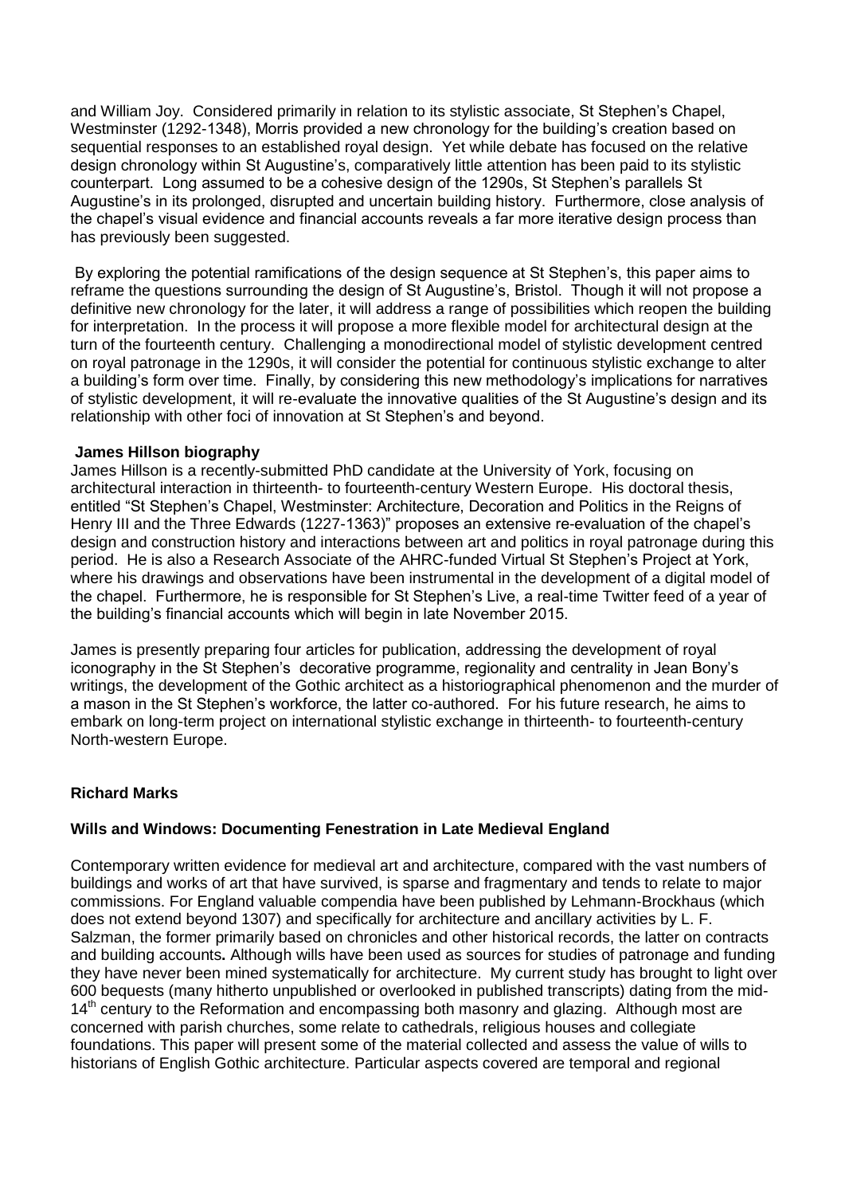and William Joy. Considered primarily in relation to its stylistic associate, St Stephen's Chapel, Westminster (1292-1348), Morris provided a new chronology for the building's creation based on sequential responses to an established royal design. Yet while debate has focused on the relative design chronology within St Augustine's, comparatively little attention has been paid to its stylistic counterpart. Long assumed to be a cohesive design of the 1290s, St Stephen's parallels St Augustine's in its prolonged, disrupted and uncertain building history. Furthermore, close analysis of the chapel's visual evidence and financial accounts reveals a far more iterative design process than has previously been suggested.

By exploring the potential ramifications of the design sequence at St Stephen's, this paper aims to reframe the questions surrounding the design of St Augustine's, Bristol. Though it will not propose a definitive new chronology for the later, it will address a range of possibilities which reopen the building for interpretation. In the process it will propose a more flexible model for architectural design at the turn of the fourteenth century. Challenging a monodirectional model of stylistic development centred on royal patronage in the 1290s, it will consider the potential for continuous stylistic exchange to alter a building's form over time. Finally, by considering this new methodology's implications for narratives of stylistic development, it will re-evaluate the innovative qualities of the St Augustine's design and its relationship with other foci of innovation at St Stephen's and beyond.

**James Hillson biography**

James Hillson is a recently-submitted PhD candidate at the University of York, focusing on architectural interaction in thirteenth- to fourteenth-century Western Europe. His doctoral thesis, entitled "St Stephen's Chapel, Westminster: Architecture, Decoration and Politics in the Reigns of Henry III and the Three Edwards (1227-1363)" proposes an extensive re-evaluation of the chapel's design and construction history and interactions between art and politics in royal patronage during this period. He is also a Research Associate of the AHRC-funded Virtual St Stephen's Project at York, where his drawings and observations have been instrumental in the development of a digital model of the chapel. Furthermore, he is responsible for St Stephen's Live, a real-time Twitter feed of a year of the building's financial accounts which will begin in late November 2015.

James is presently preparing four articles for publication, addressing the development of royal iconography in the St Stephen's decorative programme, regionality and centrality in Jean Bony's writings, the development of the Gothic architect as a historiographical phenomenon and the murder of a mason in the St Stephen's workforce, the latter co-authored. For his future research, he aims to embark on long-term project on international stylistic exchange in thirteenth- to fourteenth-century North-western Europe.

**Richard Marks**

**Wills and Windows: Documenting Fenestration in Late Medieval England**

Contemporary written evidence for medieval art and architecture, compared with the vast numbers of buildings and works of art that have survived, is sparse and fragmentary and tends to relate to major commissions. For England valuable compendia have been published by Lehmann-Brockhaus (which does not extend beyond 1307) and specifically for architecture and ancillary activities by L. F. Salzman, the former primarily based on chronicles and other historical records, the latter on contracts and building accounts. Although wills have been used as sources for studies of patronage and funding they have never been mined systematically for architecture. My current study has brought to light over 600 bequests (many hitherto unpublished or overlooked in published transcripts) dating from the mid-14th century to the Reformation and encompassing both masonry and glazing. Although most are concerned with parish churches, some relate to cathedrals, religious houses and collegiate foundations. This paper will present some of the material collected and assess the value of wills to historians of English Gothic architecture. Particular aspects covered are temporal and regional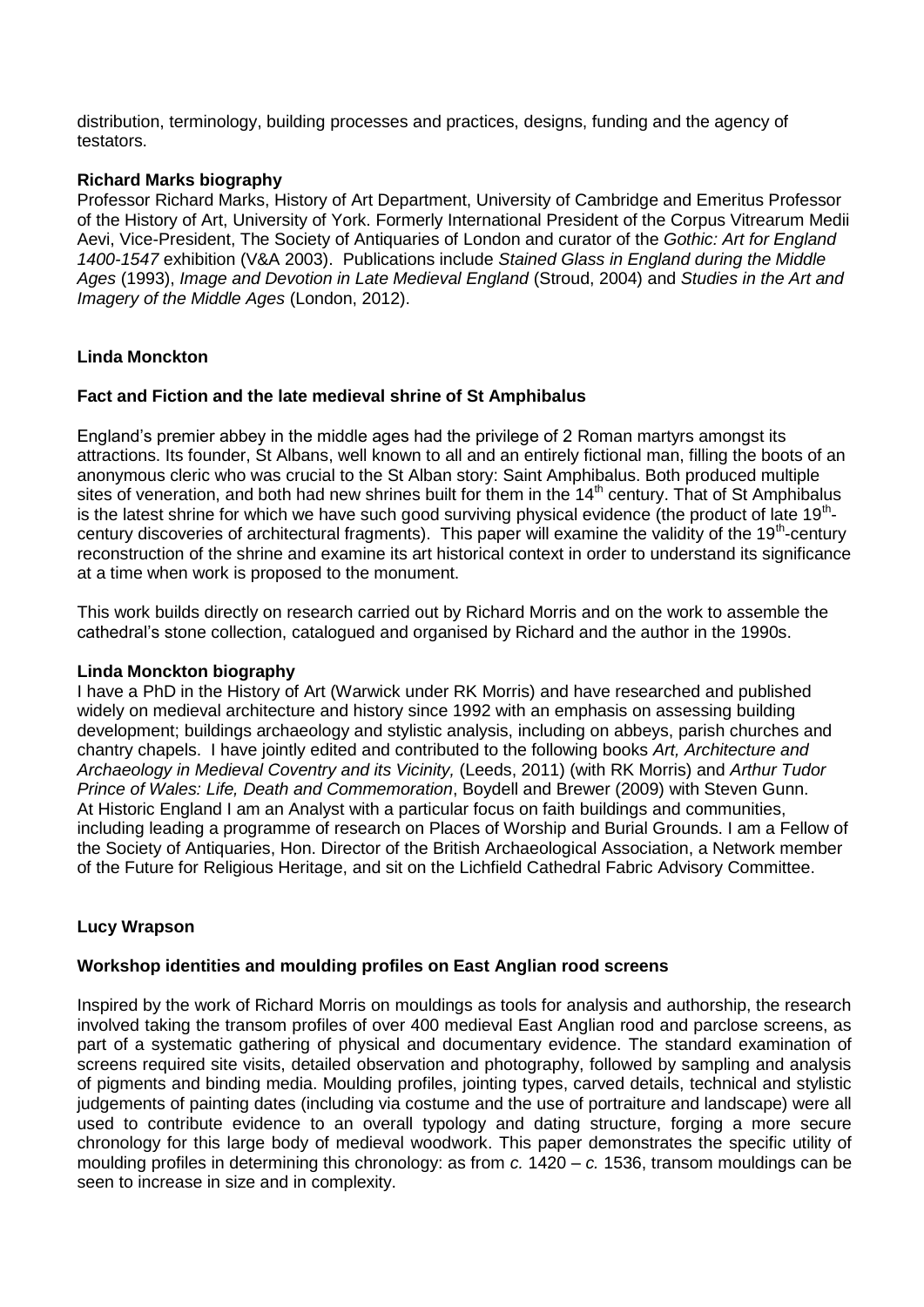distribution, terminology, building processes and practices, designs, funding and the agency of testators.

**Richard Marks biography**
Professor Richard Marks, History of Art Department, University of Cambridge and Emeritus Professor of the History of Art, University of York. Formerly International President of the Corpus Vitrearum Medii Aevi, Vice-President, The Society of Antiquaries of London and curator of the *Gothic: Art for England 1400-1547* exhibition (V&A 2003). Publications include *Stained Glass in England during the Middle Ages* (1993), *Image and Devotion in Late Medieval England* (Stroud, 2004) and *Studies in the Art and Imagery of the Middle Ages* (London, 2012).

**Linda Monckton**

**Fact and Fiction and the late medieval shrine of St Amphibalus**

England's premier abbey in the middle ages had the privilege of 2 Roman martyrs amongst its attractions. Its founder, St Albans, well known to all and an entirely fictional man, filling the boots of an anonymous cleric who was crucial to the St Alban story: Saint Amphibalus. Both produced multiple sites of veneration, and both had new shrines built for them in the 14th century. That of St Amphibalus is the latest shrine for which we have such good surviving physical evidence (the product of late 19th-century discoveries of architectural fragments). This paper will examine the validity of the 19th-century reconstruction of the shrine and examine its art historical context in order to understand its significance at a time when work is proposed to the monument.

This work builds directly on research carried out by Richard Morris and on the work to assemble the cathedral's stone collection, catalogued and organised by Richard and the author in the 1990s.

**Linda Monckton biography**
I have a PhD in the History of Art (Warwick under RK Morris) and have researched and published widely on medieval architecture and history since 1992 with an emphasis on assessing building development; buildings archaeology and stylistic analysis, including on abbeys, parish churches and chantry chapels. I have jointly edited and contributed to the following books *Art, Architecture and Archaeology in Medieval Coventry and its Vicinity,* (Leeds, 2011) (with RK Morris) and *Arthur Tudor Prince of Wales: Life, Death and Commemoration*, Boydell and Brewer (2009) with Steven Gunn. At Historic England I am an Analyst with a particular focus on faith buildings and communities, including leading a programme of research on Places of Worship and Burial Grounds. I am a Fellow of the Society of Antiquaries, Hon. Director of the British Archaeological Association, a Network member of the Future for Religious Heritage, and sit on the Lichfield Cathedral Fabric Advisory Committee.

**Lucy Wrapson**

**Workshop identities and moulding profiles on East Anglian rood screens**

Inspired by the work of Richard Morris on mouldings as tools for analysis and authorship, the research involved taking the transom profiles of over 400 medieval East Anglian rood and parclose screens, as part of a systematic gathering of physical and documentary evidence. The standard examination of screens required site visits, detailed observation and photography, followed by sampling and analysis of pigments and binding media. Moulding profiles, jointing types, carved details, technical and stylistic judgements of painting dates (including via costume and the use of portraiture and landscape) were all used to contribute evidence to an overall typology and dating structure, forging a more secure chronology for this large body of medieval woodwork. This paper demonstrates the specific utility of moulding profiles in determining this chronology: as from *c.* 1420 – *c.* 1536, transom mouldings can be seen to increase in size and in complexity.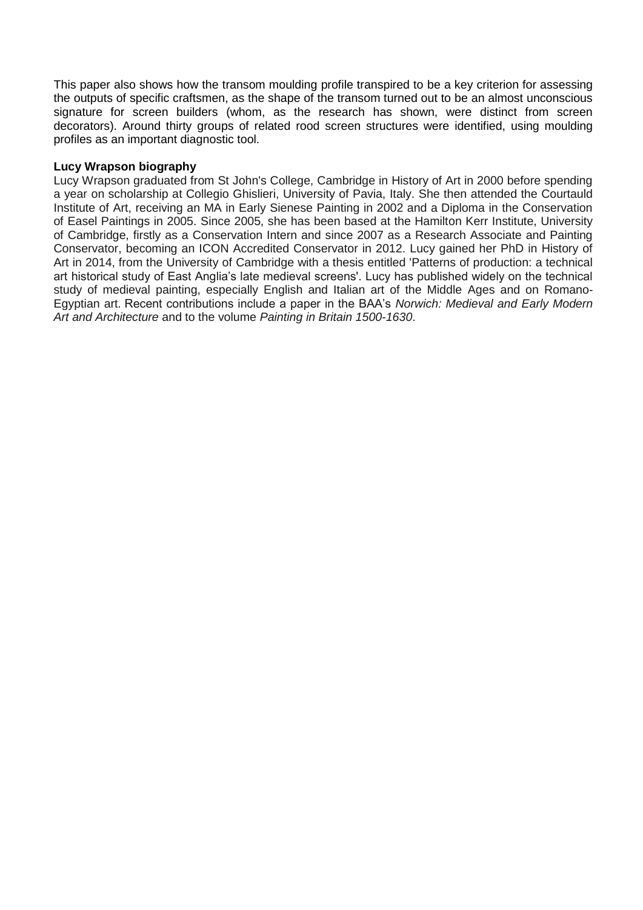This paper also shows how the transom moulding profile transpired to be a key criterion for assessing the outputs of specific craftsmen, as the shape of the transom turned out to be an almost unconscious signature for screen builders (whom, as the research has shown, were distinct from screen decorators). Around thirty groups of related rood screen structures were identified, using moulding profiles as an important diagnostic tool.

**Lucy Wrapson biography**

Lucy Wrapson graduated from St John's College, Cambridge in History of Art in 2000 before spending a year on scholarship at Collegio Ghislieri, University of Pavia, Italy. She then attended the Courtauld Institute of Art, receiving an MA in Early Sienese Painting in 2002 and a Diploma in the Conservation of Easel Paintings in 2005. Since 2005, she has been based at the Hamilton Kerr Institute, University of Cambridge, firstly as a Conservation Intern and since 2007 as a Research Associate and Painting Conservator, becoming an ICON Accredited Conservator in 2012. Lucy gained her PhD in History of Art in 2014, from the University of Cambridge with a thesis entitled 'Patterns of production: a technical art historical study of East Anglia's late medieval screens'. Lucy has published widely on the technical study of medieval painting, especially English and Italian art of the Middle Ages and on Romano-Egyptian art. Recent contributions include a paper in the BAA's *Norwich: Medieval and Early Modern Art and Architecture* and to the volume *Painting in Britain 1500-1630*.